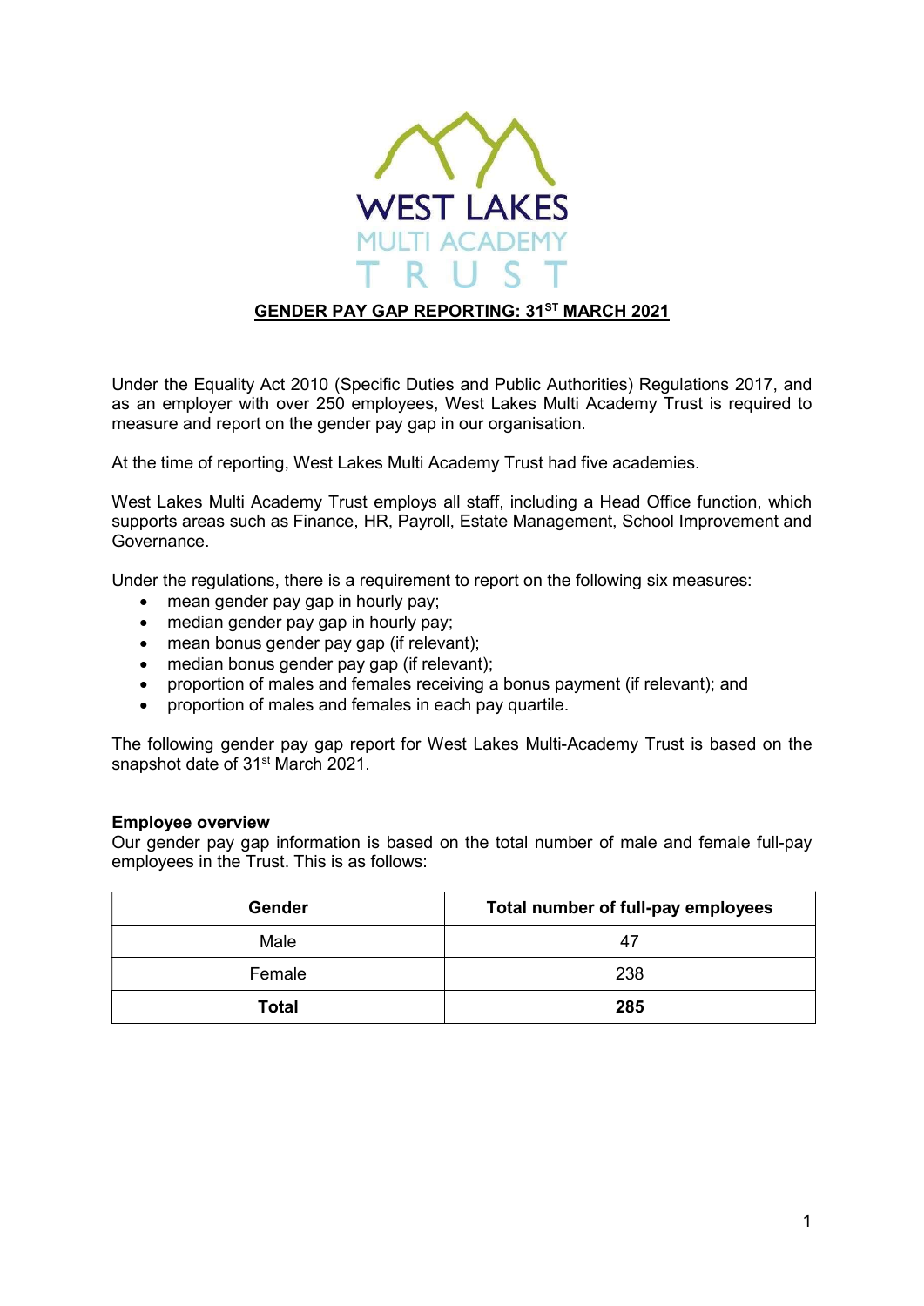WEST LAKES MULTI ACADEMY TRUST

## GENDER PAY GAP REPORTING: 31ST MARCH 2021

Under the Equality Act 2010 (Specific Duties and Public Authorities) Regulations 2017, and as an employer with over 250 employees, West Lakes Multi Academy Trust is required to measure and report on the gender pay gap in our organisation.

At the time of reporting, West Lakes Multi Academy Trust had five academies.

West Lakes Multi Academy Trust employs all staff, including a Head Office function, which supports areas such as Finance, HR, Payroll, Estate Management, School Improvement and Governance.

Under the regulations, there is a requirement to report on the following six measures:

- mean gender pay gap in hourly pay;
- median gender pay gap in hourly pay;
- mean bonus gender pay gap (if relevant);
- median bonus gender pay gap (if relevant);
- proportion of males and females receiving a bonus payment (if relevant); and
- proportion of males and females in each pay quartile.

The following gender pay gap report for West Lakes Multi-Academy Trust is based on the snapshot date of 31st March 2021.

**Employee overview**

Our gender pay gap information is based on the total number of male and female full-pay employees in the Trust. This is as follows:

| Gender | Total number of full-pay employees |
|---|---|
| Male | 47 |
| Female | 238 |
| **Total** | **285** |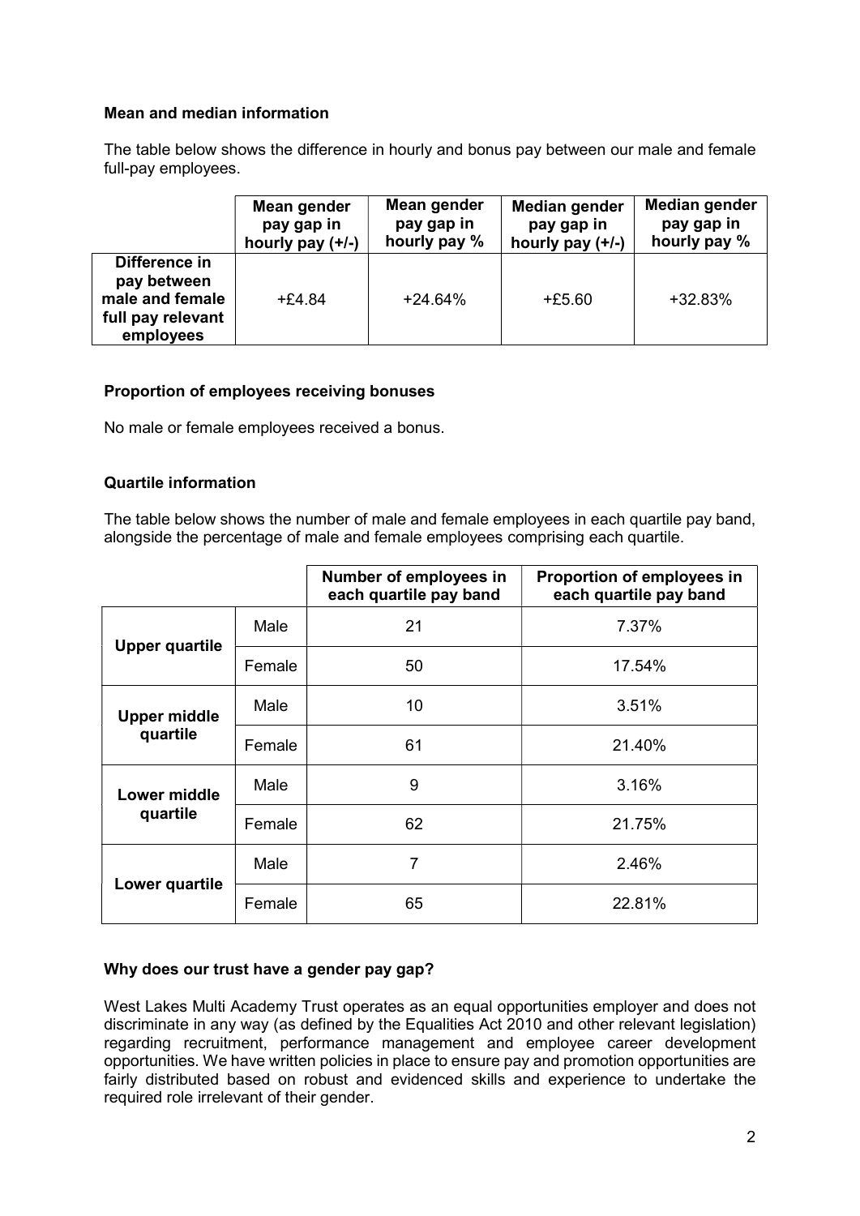### Mean and median information

The table below shows the difference in hourly and bonus pay between our male and female full-pay employees.

| | Mean gender pay gap in hourly pay (+/-) | Mean gender pay gap in hourly pay % | Median gender pay gap in hourly pay (+/-) | Median gender pay gap in hourly pay % |
|---|---|---|---|---|
| **Difference in pay between male and female full pay relevant employees** | +£4.84 | +24.64% | +£5.60 | +32.83% |

### Proportion of employees receiving bonuses

No male or female employees received a bonus.

### Quartile information

The table below shows the number of male and female employees in each quartile pay band, alongside the percentage of male and female employees comprising each quartile.

| | | Number of employees in each quartile pay band | Proportion of employees in each quartile pay band |
|---|---|---|---|
| **Upper quartile** | Male | 21 | 7.37% |
| | Female | 50 | 17.54% |
| **Upper middle quartile** | Male | 10 | 3.51% |
| | Female | 61 | 21.40% |
| **Lower middle quartile** | Male | 9 | 3.16% |
| | Female | 62 | 21.75% |
| **Lower quartile** | Male | 7 | 2.46% |
| | Female | 65 | 22.81% |

### Why does our trust have a gender pay gap?

West Lakes Multi Academy Trust operates as an equal opportunities employer and does not discriminate in any way (as defined by the Equalities Act 2010 and other relevant legislation) regarding recruitment, performance management and employee career development opportunities. We have written policies in place to ensure pay and promotion opportunities are fairly distributed based on robust and evidenced skills and experience to undertake the required role irrelevant of their gender.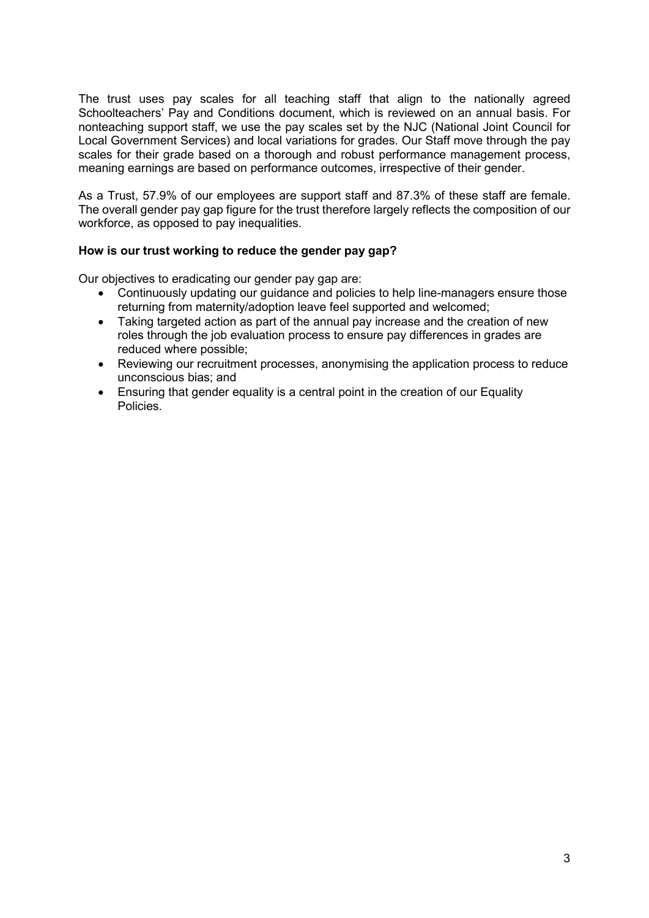The trust uses pay scales for all teaching staff that align to the nationally agreed Schoolteachers' Pay and Conditions document, which is reviewed on an annual basis. For nonteaching support staff, we use the pay scales set by the NJC (National Joint Council for Local Government Services) and local variations for grades. Our Staff move through the pay scales for their grade based on a thorough and robust performance management process, meaning earnings are based on performance outcomes, irrespective of their gender.

As a Trust, 57.9% of our employees are support staff and 87.3% of these staff are female. The overall gender pay gap figure for the trust therefore largely reflects the composition of our workforce, as opposed to pay inequalities.

**How is our trust working to reduce the gender pay gap?**

Our objectives to eradicating our gender pay gap are:

- Continuously updating our guidance and policies to help line-managers ensure those returning from maternity/adoption leave feel supported and welcomed;
- Taking targeted action as part of the annual pay increase and the creation of new roles through the job evaluation process to ensure pay differences in grades are reduced where possible;
- Reviewing our recruitment processes, anonymising the application process to reduce unconscious bias; and
- Ensuring that gender equality is a central point in the creation of our Equality Policies.